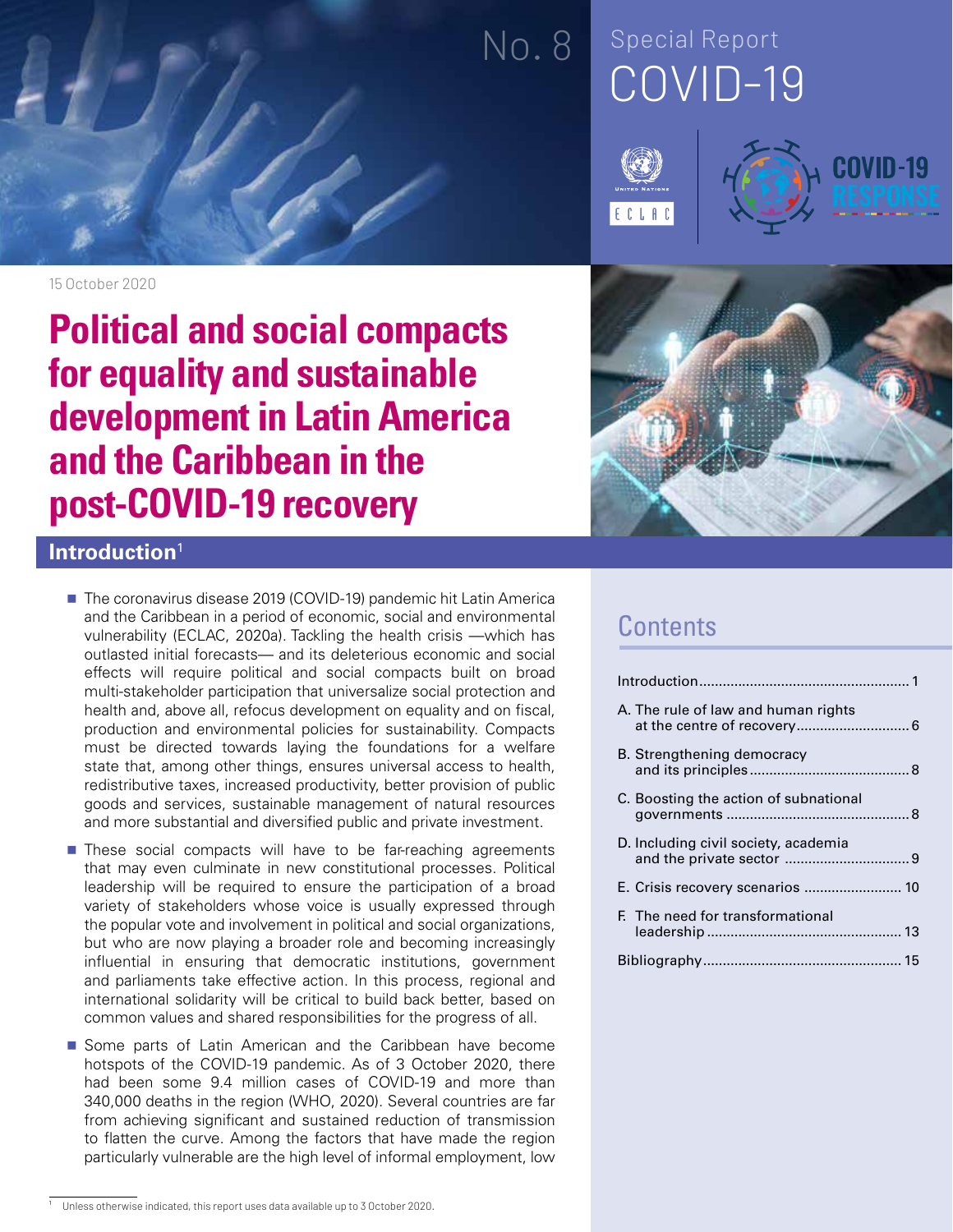No. 8

Special Report
COVID-19

15 October 2020

# Political and social compacts for equality and sustainable development in Latin America and the Caribbean in the post-COVID-19 recovery

## Contents

| | |
|---|---|
| Introduction | 1 |
| A. The rule of law and human rights at the centre of recovery | 6 |
| B. Strengthening democracy and its principles | 8 |
| C. Boosting the action of subnational governments | 8 |
| D. Including civil society, academia and the private sector | 9 |
| E. Crisis recovery scenarios | 10 |
| F. The need for transformational leadership | 13 |
| Bibliography | 15 |

## Introduction[1]

- The coronavirus disease 2019 (COVID-19) pandemic hit Latin America and the Caribbean in a period of economic, social and environmental vulnerability (ECLAC, 2020a). Tackling the health crisis —which has outlasted initial forecasts— and its deleterious economic and social effects will require political and social compacts built on broad multi-stakeholder participation that universalize social protection and health and, above all, refocus development on equality and on fiscal, production and environmental policies for sustainability. Compacts must be directed towards laying the foundations for a welfare state that, among other things, ensures universal access to health, redistributive taxes, increased productivity, better provision of public goods and services, sustainable management of natural resources and more substantial and diversified public and private investment.
- These social compacts will have to be far-reaching agreements that may even culminate in new constitutional processes. Political leadership will be required to ensure the participation of a broad variety of stakeholders whose voice is usually expressed through the popular vote and involvement in political and social organizations, but who are now playing a broader role and becoming increasingly influential in ensuring that democratic institutions, government and parliaments take effective action. In this process, regional and international solidarity will be critical to build back better, based on common values and shared responsibilities for the progress of all.
- Some parts of Latin American and the Caribbean have become hotspots of the COVID-19 pandemic. As of 3 October 2020, there had been some 9.4 million cases of COVID-19 and more than 340,000 deaths in the region (WHO, 2020). Several countries are far from achieving significant and sustained reduction of transmission to flatten the curve. Among the factors that have made the region particularly vulnerable are the high level of informal employment, low

[1] Unless otherwise indicated, this report uses data available up to 3 October 2020.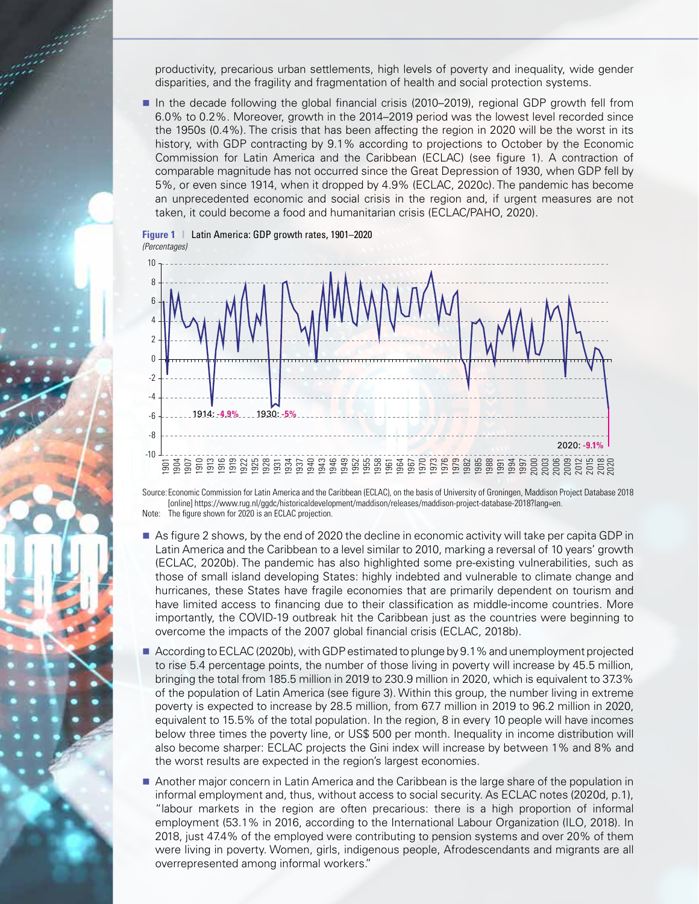productivity, precarious urban settlements, high levels of poverty and inequality, wide gender disparities, and the fragility and fragmentation of health and social protection systems.

- In the decade following the global financial crisis (2010–2019), regional GDP growth fell from 6.0% to 0.2%. Moreover, growth in the 2014–2019 period was the lowest level recorded since the 1950s (0.4%). The crisis that has been affecting the region in 2020 will be the worst in its history, with GDP contracting by 9.1% according to projections to October by the Economic Commission for Latin America and the Caribbean (ECLAC) (see figure 1). A contraction of comparable magnitude has not occurred since the Great Depression of 1930, when GDP fell by 5%, or even since 1914, when it dropped by 4.9% (ECLAC, 2020c). The pandemic has become an unprecedented economic and social crisis in the region and, if urgent measures are not taken, it could become a food and humanitarian crisis (ECLAC/PAHO, 2020).

**Figure 1** | Latin America: GDP growth rates, 1901–2020
*(Percentages)*

1914: -4.9% 1930: -5% 2020: -9.1%

Source: Economic Commission for Latin America and the Caribbean (ECLAC), on the basis of University of Groningen, Maddison Project Database 2018 [online] https://www.rug.nl/ggdc/historicaldevelopment/maddison/releases/maddison-project-database-2018?lang=en.
Note: The figure shown for 2020 is an ECLAC projection.

- As figure 2 shows, by the end of 2020 the decline in economic activity will take per capita GDP in Latin America and the Caribbean to a level similar to 2010, marking a reversal of 10 years' growth (ECLAC, 2020b). The pandemic has also highlighted some pre-existing vulnerabilities, such as those of small island developing States: highly indebted and vulnerable to climate change and hurricanes, these States have fragile economies that are primarily dependent on tourism and have limited access to financing due to their classification as middle-income countries. More importantly, the COVID-19 outbreak hit the Caribbean just as the countries were beginning to overcome the impacts of the 2007 global financial crisis (ECLAC, 2018b).

- According to ECLAC (2020b), with GDP estimated to plunge by 9.1% and unemployment projected to rise 5.4 percentage points, the number of those living in poverty will increase by 45.5 million, bringing the total from 185.5 million in 2019 to 230.9 million in 2020, which is equivalent to 37.3% of the population of Latin America (see figure 3). Within this group, the number living in extreme poverty is expected to increase by 28.5 million, from 67.7 million in 2019 to 96.2 million in 2020, equivalent to 15.5% of the total population. In the region, 8 in every 10 people will have incomes below three times the poverty line, or US$ 500 per month. Inequality in income distribution will also become sharper: ECLAC projects the Gini index will increase by between 1% and 8% and the worst results are expected in the region's largest economies.

- Another major concern in Latin America and the Caribbean is the large share of the population in informal employment and, thus, without access to social security. As ECLAC notes (2020d, p.1), "labour markets in the region are often precarious: there is a high proportion of informal employment (53.1% in 2016, according to the International Labour Organization (ILO, 2018). In 2018, just 47.4% of the employed were contributing to pension systems and over 20% of them were living in poverty. Women, girls, indigenous people, Afrodescendants and migrants are all overrepresented among informal workers."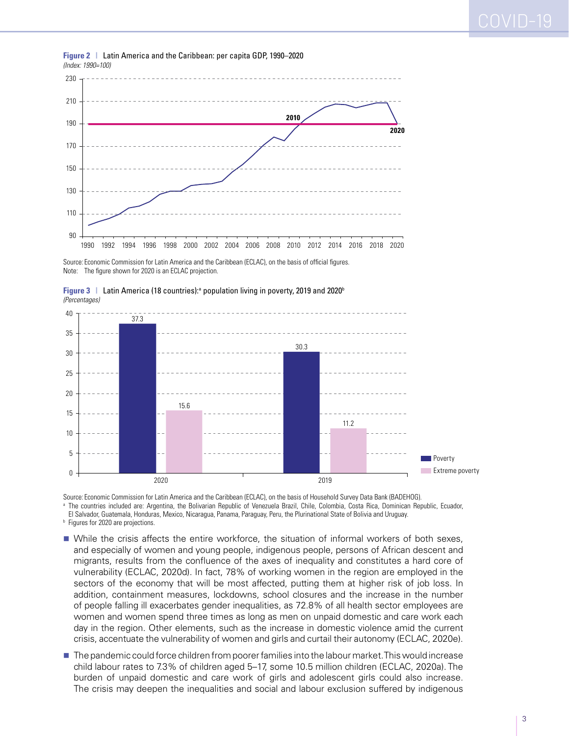**Figure 2** | Latin America and the Caribbean: per capita GDP, 1990–2020
*(Index: 1990=100)*

Source: Economic Commission for Latin America and the Caribbean (ECLAC), on the basis of official figures.
Note: The figure shown for 2020 is an ECLAC projection.

**Figure 3** | Latin America (18 countries):[a] population living in poverty, 2019 and 2020[b]
*(Percentages)*

| | Poverty | Extreme poverty |
|---|---|---|
| 2020 | 37.3 | 15.6 |
| 2019 | 30.3 | 11.2 |

Source: Economic Commission for Latin America and the Caribbean (ECLAC), on the basis of Household Survey Data Bank (BADEHOG).
[a] The countries included are: Argentina, the Bolivarian Republic of Venezuela Brazil, Chile, Colombia, Costa Rica, Dominican Republic, Ecuador, El Salvador, Guatemala, Honduras, Mexico, Nicaragua, Panama, Paraguay, Peru, the Plurinational State of Bolivia and Uruguay.
[b] Figures for 2020 are projections.

- While the crisis affects the entire workforce, the situation of informal workers of both sexes, and especially of women and young people, indigenous people, persons of African descent and migrants, results from the confluence of the axes of inequality and constitutes a hard core of vulnerability (ECLAC, 2020d). In fact, 78% of working women in the region are employed in the sectors of the economy that will be most affected, putting them at higher risk of job loss. In addition, containment measures, lockdowns, school closures and the increase in the number of people falling ill exacerbates gender inequalities, as 72.8% of all health sector employees are women and women spend three times as long as men on unpaid domestic and care work each day in the region. Other elements, such as the increase in domestic violence amid the current crisis, accentuate the vulnerability of women and girls and curtail their autonomy (ECLAC, 2020e).

- The pandemic could force children from poorer families into the labour market. This would increase child labour rates to 7.3% of children aged 5–17, some 10.5 million children (ECLAC, 2020a). The burden of unpaid domestic and care work of girls and adolescent girls could also increase. The crisis may deepen the inequalities and social and labour exclusion suffered by indigenous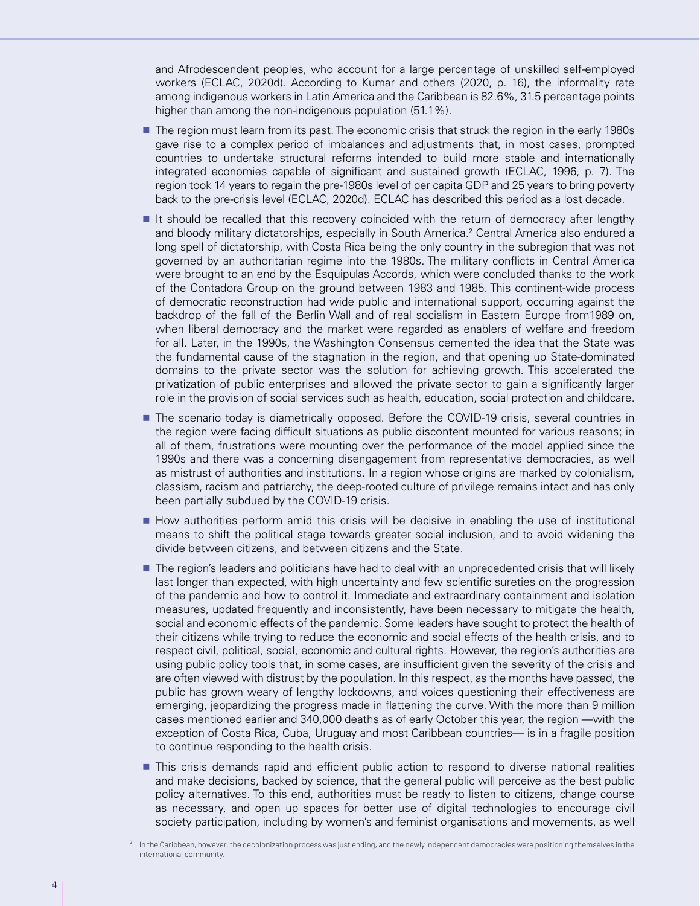and Afrodescendent peoples, who account for a large percentage of unskilled self-employed workers (ECLAC, 2020d). According to Kumar and others (2020, p. 16), the informality rate among indigenous workers in Latin America and the Caribbean is 82.6%, 31.5 percentage points higher than among the non-indigenous population (51.1%).

- The region must learn from its past. The economic crisis that struck the region in the early 1980s gave rise to a complex period of imbalances and adjustments that, in most cases, prompted countries to undertake structural reforms intended to build more stable and internationally integrated economies capable of significant and sustained growth (ECLAC, 1996, p. 7). The region took 14 years to regain the pre-1980s level of per capita GDP and 25 years to bring poverty back to the pre-crisis level (ECLAC, 2020d). ECLAC has described this period as a lost decade.
- It should be recalled that this recovery coincided with the return of democracy after lengthy and bloody military dictatorships, especially in South America.[2] Central America also endured a long spell of dictatorship, with Costa Rica being the only country in the subregion that was not governed by an authoritarian regime into the 1980s. The military conflicts in Central America were brought to an end by the Esquipulas Accords, which were concluded thanks to the work of the Contadora Group on the ground between 1983 and 1985. This continent-wide process of democratic reconstruction had wide public and international support, occurring against the backdrop of the fall of the Berlin Wall and of real socialism in Eastern Europe from1989 on, when liberal democracy and the market were regarded as enablers of welfare and freedom for all. Later, in the 1990s, the Washington Consensus cemented the idea that the State was the fundamental cause of the stagnation in the region, and that opening up State-dominated domains to the private sector was the solution for achieving growth. This accelerated the privatization of public enterprises and allowed the private sector to gain a significantly larger role in the provision of social services such as health, education, social protection and childcare.
- The scenario today is diametrically opposed. Before the COVID-19 crisis, several countries in the region were facing difficult situations as public discontent mounted for various reasons; in all of them, frustrations were mounting over the performance of the model applied since the 1990s and there was a concerning disengagement from representative democracies, as well as mistrust of authorities and institutions. In a region whose origins are marked by colonialism, classism, racism and patriarchy, the deep-rooted culture of privilege remains intact and has only been partially subdued by the COVID-19 crisis.
- How authorities perform amid this crisis will be decisive in enabling the use of institutional means to shift the political stage towards greater social inclusion, and to avoid widening the divide between citizens, and between citizens and the State.
- The region's leaders and politicians have had to deal with an unprecedented crisis that will likely last longer than expected, with high uncertainty and few scientific sureties on the progression of the pandemic and how to control it. Immediate and extraordinary containment and isolation measures, updated frequently and inconsistently, have been necessary to mitigate the health, social and economic effects of the pandemic. Some leaders have sought to protect the health of their citizens while trying to reduce the economic and social effects of the health crisis, and to respect civil, political, social, economic and cultural rights. However, the region's authorities are using public policy tools that, in some cases, are insufficient given the severity of the crisis and are often viewed with distrust by the population. In this respect, as the months have passed, the public has grown weary of lengthy lockdowns, and voices questioning their effectiveness are emerging, jeopardizing the progress made in flattening the curve. With the more than 9 million cases mentioned earlier and 340,000 deaths as of early October this year, the region —with the exception of Costa Rica, Cuba, Uruguay and most Caribbean countries— is in a fragile position to continue responding to the health crisis.
- This crisis demands rapid and efficient public action to respond to diverse national realities and make decisions, backed by science, that the general public will perceive as the best public policy alternatives. To this end, authorities must be ready to listen to citizens, change course as necessary, and open up spaces for better use of digital technologies to encourage civil society participation, including by women's and feminist organisations and movements, as well

---

[2] In the Caribbean, however, the decolonization process was just ending, and the newly independent democracies were positioning themselves in the international community.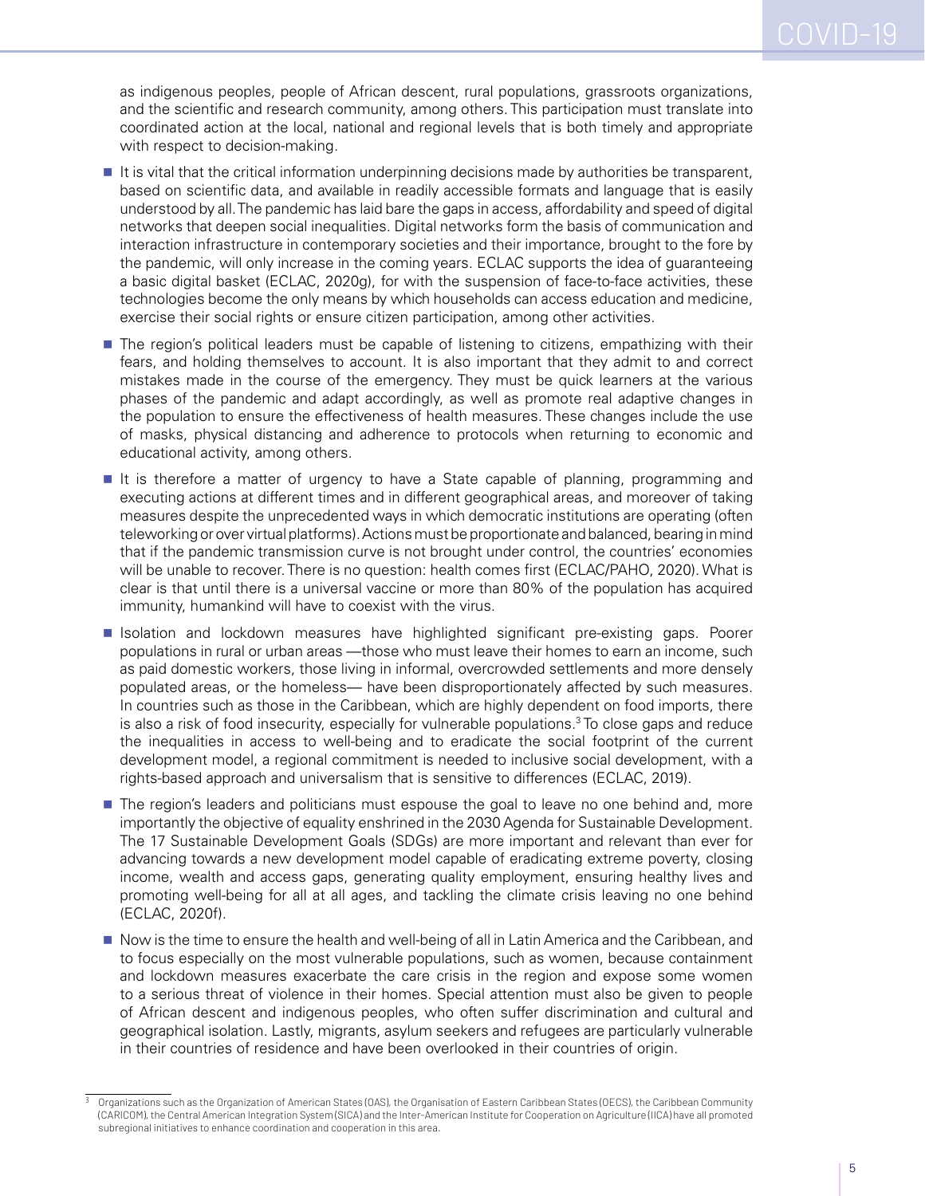as indigenous peoples, people of African descent, rural populations, grassroots organizations, and the scientific and research community, among others. This participation must translate into coordinated action at the local, national and regional levels that is both timely and appropriate with respect to decision-making.

- It is vital that the critical information underpinning decisions made by authorities be transparent, based on scientific data, and available in readily accessible formats and language that is easily understood by all. The pandemic has laid bare the gaps in access, affordability and speed of digital networks that deepen social inequalities. Digital networks form the basis of communication and interaction infrastructure in contemporary societies and their importance, brought to the fore by the pandemic, will only increase in the coming years. ECLAC supports the idea of guaranteeing a basic digital basket (ECLAC, 2020g), for with the suspension of face-to-face activities, these technologies become the only means by which households can access education and medicine, exercise their social rights or ensure citizen participation, among other activities.

- The region's political leaders must be capable of listening to citizens, empathizing with their fears, and holding themselves to account. It is also important that they admit to and correct mistakes made in the course of the emergency. They must be quick learners at the various phases of the pandemic and adapt accordingly, as well as promote real adaptive changes in the population to ensure the effectiveness of health measures. These changes include the use of masks, physical distancing and adherence to protocols when returning to economic and educational activity, among others.

- It is therefore a matter of urgency to have a State capable of planning, programming and executing actions at different times and in different geographical areas, and moreover of taking measures despite the unprecedented ways in which democratic institutions are operating (often teleworking or over virtual platforms). Actions must be proportionate and balanced, bearing in mind that if the pandemic transmission curve is not brought under control, the countries' economies will be unable to recover. There is no question: health comes first (ECLAC/PAHO, 2020). What is clear is that until there is a universal vaccine or more than 80% of the population has acquired immunity, humankind will have to coexist with the virus.

- Isolation and lockdown measures have highlighted significant pre-existing gaps. Poorer populations in rural or urban areas —those who must leave their homes to earn an income, such as paid domestic workers, those living in informal, overcrowded settlements and more densely populated areas, or the homeless— have been disproportionately affected by such measures. In countries such as those in the Caribbean, which are highly dependent on food imports, there is also a risk of food insecurity, especially for vulnerable populations.[3] To close gaps and reduce the inequalities in access to well-being and to eradicate the social footprint of the current development model, a regional commitment is needed to inclusive social development, with a rights-based approach and universalism that is sensitive to differences (ECLAC, 2019).

- The region's leaders and politicians must espouse the goal to leave no one behind and, more importantly the objective of equality enshrined in the 2030 Agenda for Sustainable Development. The 17 Sustainable Development Goals (SDGs) are more important and relevant than ever for advancing towards a new development model capable of eradicating extreme poverty, closing income, wealth and access gaps, generating quality employment, ensuring healthy lives and promoting well-being for all at all ages, and tackling the climate crisis leaving no one behind (ECLAC, 2020f).

- Now is the time to ensure the health and well-being of all in Latin America and the Caribbean, and to focus especially on the most vulnerable populations, such as women, because containment and lockdown measures exacerbate the care crisis in the region and expose some women to a serious threat of violence in their homes. Special attention must also be given to people of African descent and indigenous peoples, who often suffer discrimination and cultural and geographical isolation. Lastly, migrants, asylum seekers and refugees are particularly vulnerable in their countries of residence and have been overlooked in their countries of origin.

---

[3] Organizations such as the Organization of American States (OAS), the Organisation of Eastern Caribbean States (OECS), the Caribbean Community (CARICOM), the Central American Integration System (SICA) and the Inter-American Institute for Cooperation on Agriculture (IICA) have all promoted subregional initiatives to enhance coordination and cooperation in this area.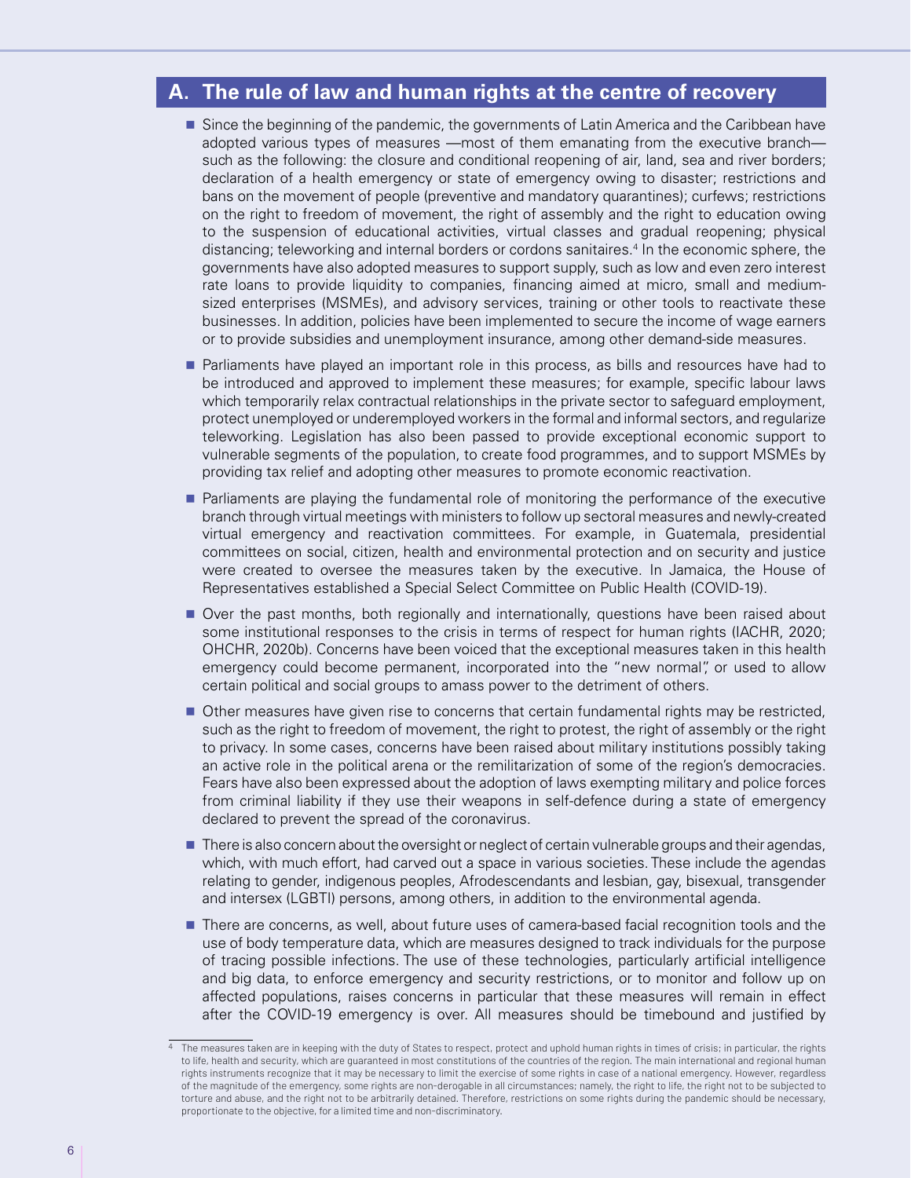## A. The rule of law and human rights at the centre of recovery

- Since the beginning of the pandemic, the governments of Latin America and the Caribbean have adopted various types of measures —most of them emanating from the executive branch— such as the following: the closure and conditional reopening of air, land, sea and river borders; declaration of a health emergency or state of emergency owing to disaster; restrictions and bans on the movement of people (preventive and mandatory quarantines); curfews; restrictions on the right to freedom of movement, the right of assembly and the right to education owing to the suspension of educational activities, virtual classes and gradual reopening; physical distancing; teleworking and internal borders or cordons sanitaires.[4] In the economic sphere, the governments have also adopted measures to support supply, such as low and even zero interest rate loans to provide liquidity to companies, financing aimed at micro, small and medium-sized enterprises (MSMEs), and advisory services, training or other tools to reactivate these businesses. In addition, policies have been implemented to secure the income of wage earners or to provide subsidies and unemployment insurance, among other demand-side measures.

- Parliaments have played an important role in this process, as bills and resources have had to be introduced and approved to implement these measures; for example, specific labour laws which temporarily relax contractual relationships in the private sector to safeguard employment, protect unemployed or underemployed workers in the formal and informal sectors, and regularize teleworking. Legislation has also been passed to provide exceptional economic support to vulnerable segments of the population, to create food programmes, and to support MSMEs by providing tax relief and adopting other measures to promote economic reactivation.

- Parliaments are playing the fundamental role of monitoring the performance of the executive branch through virtual meetings with ministers to follow up sectoral measures and newly-created virtual emergency and reactivation committees. For example, in Guatemala, presidential committees on social, citizen, health and environmental protection and on security and justice were created to oversee the measures taken by the executive. In Jamaica, the House of Representatives established a Special Select Committee on Public Health (COVID-19).

- Over the past months, both regionally and internationally, questions have been raised about some institutional responses to the crisis in terms of respect for human rights (IACHR, 2020; OHCHR, 2020b). Concerns have been voiced that the exceptional measures taken in this health emergency could become permanent, incorporated into the "new normal", or used to allow certain political and social groups to amass power to the detriment of others.

- Other measures have given rise to concerns that certain fundamental rights may be restricted, such as the right to freedom of movement, the right to protest, the right of assembly or the right to privacy. In some cases, concerns have been raised about military institutions possibly taking an active role in the political arena or the remilitarization of some of the region's democracies. Fears have also been expressed about the adoption of laws exempting military and police forces from criminal liability if they use their weapons in self-defence during a state of emergency declared to prevent the spread of the coronavirus.

- There is also concern about the oversight or neglect of certain vulnerable groups and their agendas, which, with much effort, had carved out a space in various societies. These include the agendas relating to gender, indigenous peoples, Afrodescendants and lesbian, gay, bisexual, transgender and intersex (LGBTI) persons, among others, in addition to the environmental agenda.

- There are concerns, as well, about future uses of camera-based facial recognition tools and the use of body temperature data, which are measures designed to track individuals for the purpose of tracing possible infections. The use of these technologies, particularly artificial intelligence and big data, to enforce emergency and security restrictions, or to monitor and follow up on affected populations, raises concerns in particular that these measures will remain in effect after the COVID-19 emergency is over. All measures should be timebound and justified by

---

[4] The measures taken are in keeping with the duty of States to respect, protect and uphold human rights in times of crisis; in particular, the rights to life, health and security, which are guaranteed in most constitutions of the countries of the region. The main international and regional human rights instruments recognize that it may be necessary to limit the exercise of some rights in case of a national emergency. However, regardless of the magnitude of the emergency, some rights are non-derogable in all circumstances; namely, the right to life, the right not to be subjected to torture and abuse, and the right not to be arbitrarily detained. Therefore, restrictions on some rights during the pandemic should be necessary, proportionate to the objective, for a limited time and non-discriminatory.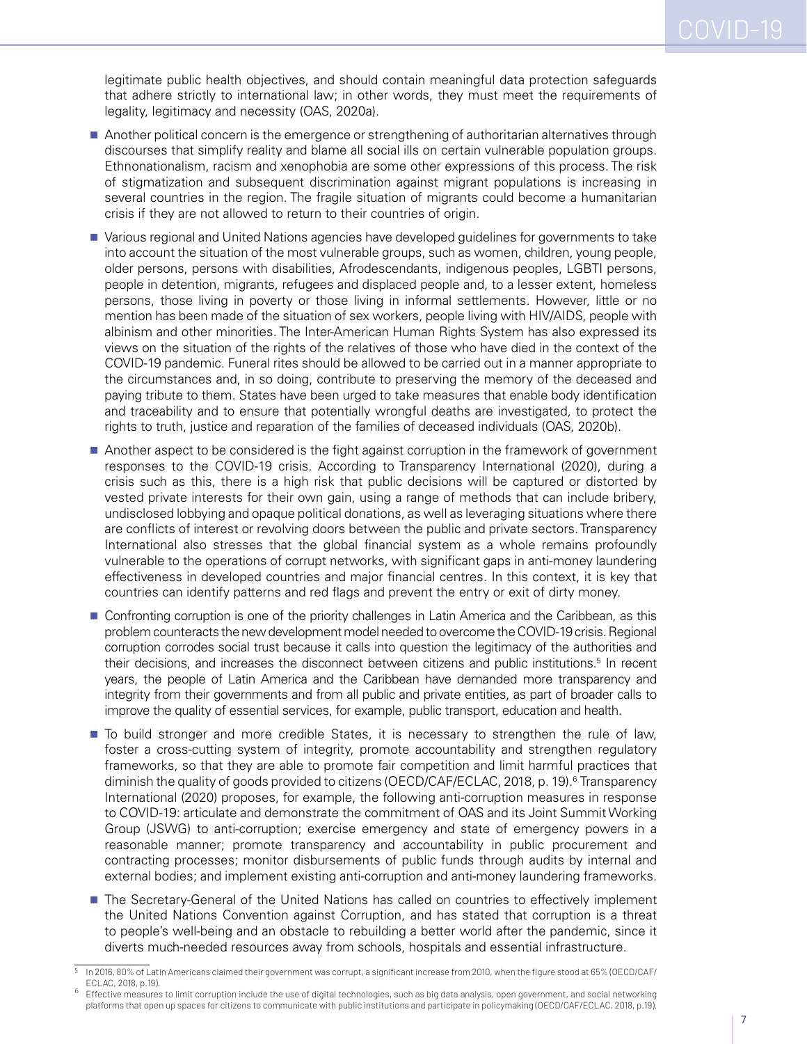legitimate public health objectives, and should contain meaningful data protection safeguards that adhere strictly to international law; in other words, they must meet the requirements of legality, legitimacy and necessity (OAS, 2020a).

- Another political concern is the emergence or strengthening of authoritarian alternatives through discourses that simplify reality and blame all social ills on certain vulnerable population groups. Ethnonationalism, racism and xenophobia are some other expressions of this process. The risk of stigmatization and subsequent discrimination against migrant populations is increasing in several countries in the region. The fragile situation of migrants could become a humanitarian crisis if they are not allowed to return to their countries of origin.

- Various regional and United Nations agencies have developed guidelines for governments to take into account the situation of the most vulnerable groups, such as women, children, young people, older persons, persons with disabilities, Afrodescendants, indigenous peoples, LGBTI persons, people in detention, migrants, refugees and displaced people and, to a lesser extent, homeless persons, those living in poverty or those living in informal settlements. However, little or no mention has been made of the situation of sex workers, people living with HIV/AIDS, people with albinism and other minorities. The Inter-American Human Rights System has also expressed its views on the situation of the rights of the relatives of those who have died in the context of the COVID-19 pandemic. Funeral rites should be allowed to be carried out in a manner appropriate to the circumstances and, in so doing, contribute to preserving the memory of the deceased and paying tribute to them. States have been urged to take measures that enable body identification and traceability and to ensure that potentially wrongful deaths are investigated, to protect the rights to truth, justice and reparation of the families of deceased individuals (OAS, 2020b).

- Another aspect to be considered is the fight against corruption in the framework of government responses to the COVID-19 crisis. According to Transparency International (2020), during a crisis such as this, there is a high risk that public decisions will be captured or distorted by vested private interests for their own gain, using a range of methods that can include bribery, undisclosed lobbying and opaque political donations, as well as leveraging situations where there are conflicts of interest or revolving doors between the public and private sectors. Transparency International also stresses that the global financial system as a whole remains profoundly vulnerable to the operations of corrupt networks, with significant gaps in anti-money laundering effectiveness in developed countries and major financial centres. In this context, it is key that countries can identify patterns and red flags and prevent the entry or exit of dirty money.

- Confronting corruption is one of the priority challenges in Latin America and the Caribbean, as this problem counteracts the new development model needed to overcome the COVID-19 crisis. Regional corruption corrodes social trust because it calls into question the legitimacy of the authorities and their decisions, and increases the disconnect between citizens and public institutions.[5] In recent years, the people of Latin America and the Caribbean have demanded more transparency and integrity from their governments and from all public and private entities, as part of broader calls to improve the quality of essential services, for example, public transport, education and health.

- To build stronger and more credible States, it is necessary to strengthen the rule of law, foster a cross-cutting system of integrity, promote accountability and strengthen regulatory frameworks, so that they are able to promote fair competition and limit harmful practices that diminish the quality of goods provided to citizens (OECD/CAF/ECLAC, 2018, p. 19).[6] Transparency International (2020) proposes, for example, the following anti-corruption measures in response to COVID-19: articulate and demonstrate the commitment of OAS and its Joint Summit Working Group (JSWG) to anti-corruption; exercise emergency and state of emergency powers in a reasonable manner; promote transparency and accountability in public procurement and contracting processes; monitor disbursements of public funds through audits by internal and external bodies; and implement existing anti-corruption and anti-money laundering frameworks.

- The Secretary-General of the United Nations has called on countries to effectively implement the United Nations Convention against Corruption, and has stated that corruption is a threat to people's well-being and an obstacle to rebuilding a better world after the pandemic, since it diverts much-needed resources away from schools, hospitals and essential infrastructure.

---

[5] In 2016, 80% of Latin Americans claimed their government was corrupt, a significant increase from 2010, when the figure stood at 65% (OECD/CAF/ECLAC, 2018, p.19).

[6] Effective measures to limit corruption include the use of digital technologies, such as big data analysis, open government, and social networking platforms that open up spaces for citizens to communicate with public institutions and participate in policymaking (OECD/CAF/ECLAC, 2018, p.19).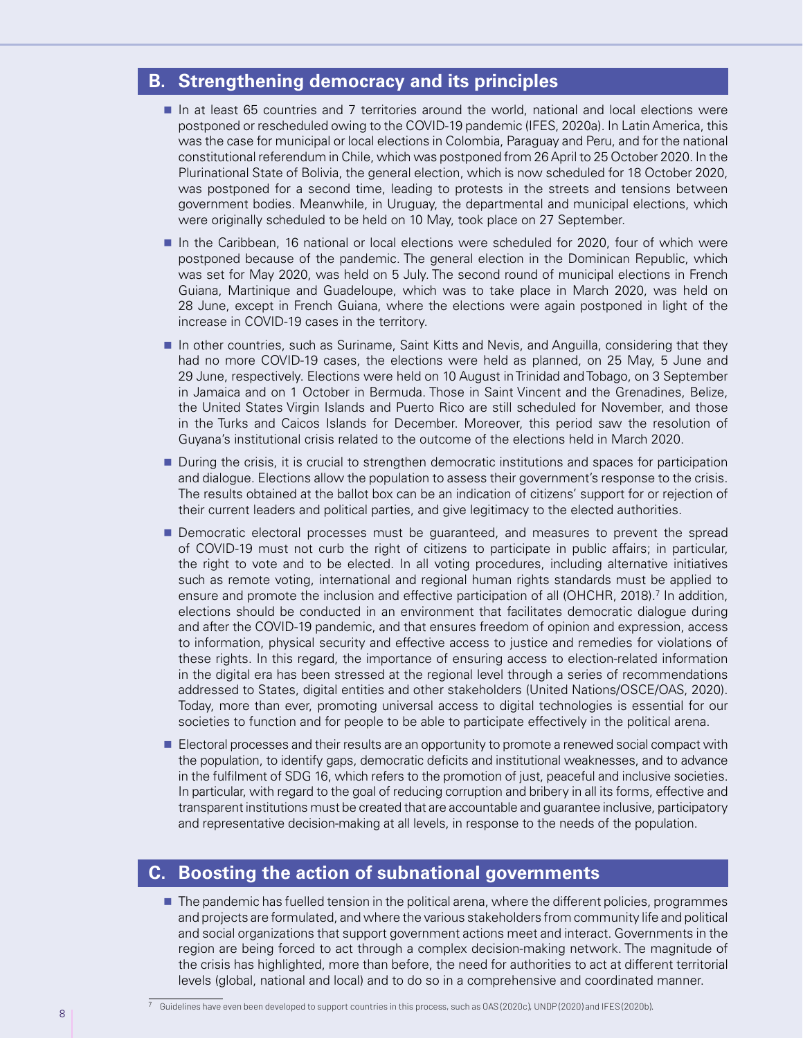## B. Strengthening democracy and its principles

- In at least 65 countries and 7 territories around the world, national and local elections were postponed or rescheduled owing to the COVID-19 pandemic (IFES, 2020a). In Latin America, this was the case for municipal or local elections in Colombia, Paraguay and Peru, and for the national constitutional referendum in Chile, which was postponed from 26 April to 25 October 2020. In the Plurinational State of Bolivia, the general election, which is now scheduled for 18 October 2020, was postponed for a second time, leading to protests in the streets and tensions between government bodies. Meanwhile, in Uruguay, the departmental and municipal elections, which were originally scheduled to be held on 10 May, took place on 27 September.
- In the Caribbean, 16 national or local elections were scheduled for 2020, four of which were postponed because of the pandemic. The general election in the Dominican Republic, which was set for May 2020, was held on 5 July. The second round of municipal elections in French Guiana, Martinique and Guadeloupe, which was to take place in March 2020, was held on 28 June, except in French Guiana, where the elections were again postponed in light of the increase in COVID-19 cases in the territory.
- In other countries, such as Suriname, Saint Kitts and Nevis, and Anguilla, considering that they had no more COVID-19 cases, the elections were held as planned, on 25 May, 5 June and 29 June, respectively. Elections were held on 10 August in Trinidad and Tobago, on 3 September in Jamaica and on 1 October in Bermuda. Those in Saint Vincent and the Grenadines, Belize, the United States Virgin Islands and Puerto Rico are still scheduled for November, and those in the Turks and Caicos Islands for December. Moreover, this period saw the resolution of Guyana's institutional crisis related to the outcome of the elections held in March 2020.
- During the crisis, it is crucial to strengthen democratic institutions and spaces for participation and dialogue. Elections allow the population to assess their government's response to the crisis. The results obtained at the ballot box can be an indication of citizens' support for or rejection of their current leaders and political parties, and give legitimacy to the elected authorities.
- Democratic electoral processes must be guaranteed, and measures to prevent the spread of COVID-19 must not curb the right of citizens to participate in public affairs; in particular, the right to vote and to be elected. In all voting procedures, including alternative initiatives such as remote voting, international and regional human rights standards must be applied to ensure and promote the inclusion and effective participation of all (OHCHR, 2018).[7] In addition, elections should be conducted in an environment that facilitates democratic dialogue during and after the COVID-19 pandemic, and that ensures freedom of opinion and expression, access to information, physical security and effective access to justice and remedies for violations of these rights. In this regard, the importance of ensuring access to election-related information in the digital era has been stressed at the regional level through a series of recommendations addressed to States, digital entities and other stakeholders (United Nations/OSCE/OAS, 2020). Today, more than ever, promoting universal access to digital technologies is essential for our societies to function and for people to be able to participate effectively in the political arena.
- Electoral processes and their results are an opportunity to promote a renewed social compact with the population, to identify gaps, democratic deficits and institutional weaknesses, and to advance in the fulfilment of SDG 16, which refers to the promotion of just, peaceful and inclusive societies. In particular, with regard to the goal of reducing corruption and bribery in all its forms, effective and transparent institutions must be created that are accountable and guarantee inclusive, participatory and representative decision-making at all levels, in response to the needs of the population.

## C. Boosting the action of subnational governments

- The pandemic has fuelled tension in the political arena, where the different policies, programmes and projects are formulated, and where the various stakeholders from community life and political and social organizations that support government actions meet and interact. Governments in the region are being forced to act through a complex decision-making network. The magnitude of the crisis has highlighted, more than before, the need for authorities to act at different territorial levels (global, national and local) and to do so in a comprehensive and coordinated manner.

[7] Guidelines have even been developed to support countries in this process, such as OAS (2020c), UNDP (2020) and IFES (2020b).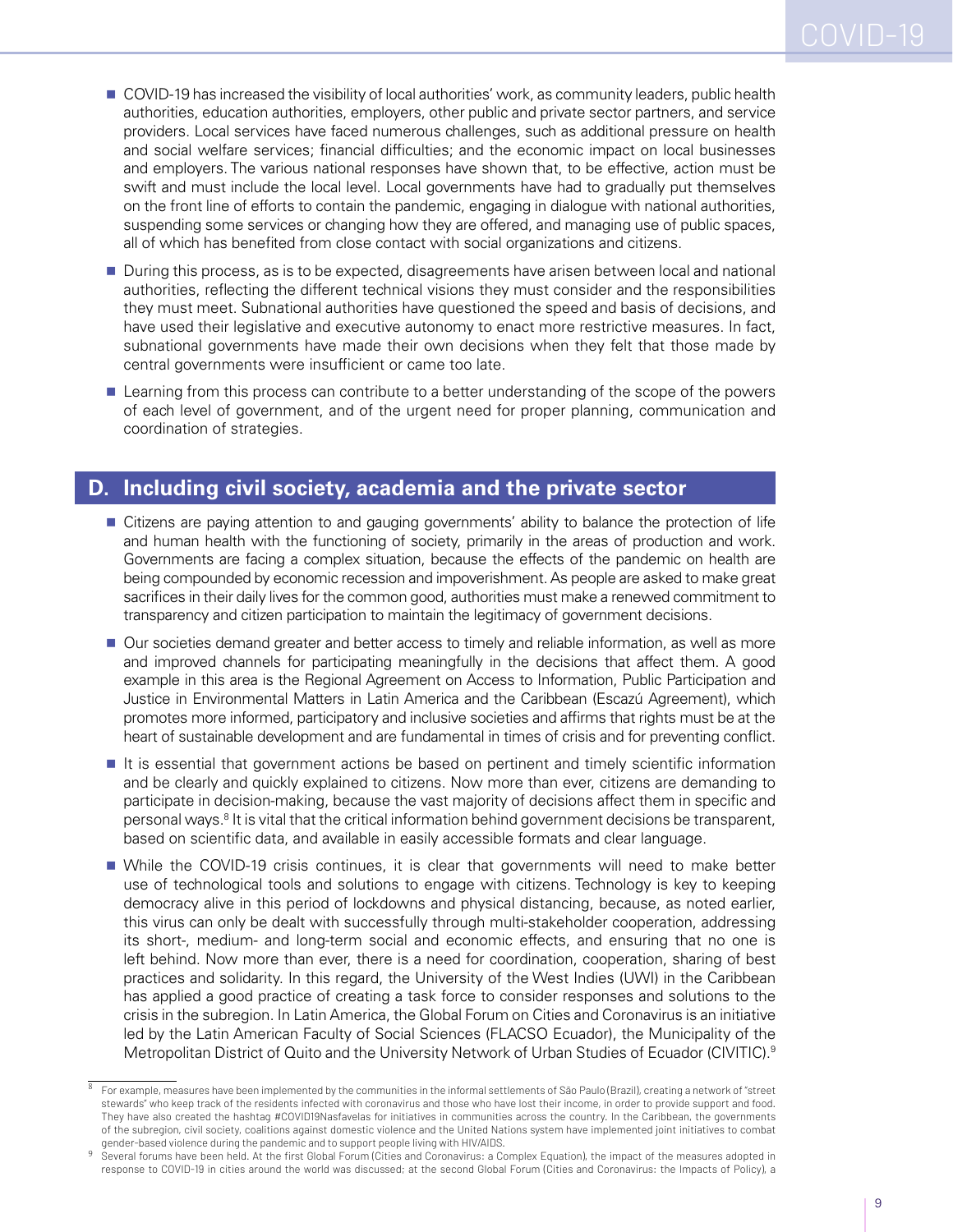- COVID-19 has increased the visibility of local authorities' work, as community leaders, public health authorities, education authorities, employers, other public and private sector partners, and service providers. Local services have faced numerous challenges, such as additional pressure on health and social welfare services; financial difficulties; and the economic impact on local businesses and employers. The various national responses have shown that, to be effective, action must be swift and must include the local level. Local governments have had to gradually put themselves on the front line of efforts to contain the pandemic, engaging in dialogue with national authorities, suspending some services or changing how they are offered, and managing use of public spaces, all of which has benefited from close contact with social organizations and citizens.
- During this process, as is to be expected, disagreements have arisen between local and national authorities, reflecting the different technical visions they must consider and the responsibilities they must meet. Subnational authorities have questioned the speed and basis of decisions, and have used their legislative and executive autonomy to enact more restrictive measures. In fact, subnational governments have made their own decisions when they felt that those made by central governments were insufficient or came too late.
- Learning from this process can contribute to a better understanding of the scope of the powers of each level of government, and of the urgent need for proper planning, communication and coordination of strategies.

## D. Including civil society, academia and the private sector

- Citizens are paying attention to and gauging governments' ability to balance the protection of life and human health with the functioning of society, primarily in the areas of production and work. Governments are facing a complex situation, because the effects of the pandemic on health are being compounded by economic recession and impoverishment. As people are asked to make great sacrifices in their daily lives for the common good, authorities must make a renewed commitment to transparency and citizen participation to maintain the legitimacy of government decisions.
- Our societies demand greater and better access to timely and reliable information, as well as more and improved channels for participating meaningfully in the decisions that affect them. A good example in this area is the Regional Agreement on Access to Information, Public Participation and Justice in Environmental Matters in Latin America and the Caribbean (Escazú Agreement), which promotes more informed, participatory and inclusive societies and affirms that rights must be at the heart of sustainable development and are fundamental in times of crisis and for preventing conflict.
- It is essential that government actions be based on pertinent and timely scientific information and be clearly and quickly explained to citizens. Now more than ever, citizens are demanding to participate in decision-making, because the vast majority of decisions affect them in specific and personal ways.[8] It is vital that the critical information behind government decisions be transparent, based on scientific data, and available in easily accessible formats and clear language.
- While the COVID-19 crisis continues, it is clear that governments will need to make better use of technological tools and solutions to engage with citizens. Technology is key to keeping democracy alive in this period of lockdowns and physical distancing, because, as noted earlier, this virus can only be dealt with successfully through multi-stakeholder cooperation, addressing its short-, medium- and long-term social and economic effects, and ensuring that no one is left behind. Now more than ever, there is a need for coordination, cooperation, sharing of best practices and solidarity. In this regard, the University of the West Indies (UWI) in the Caribbean has applied a good practice of creating a task force to consider responses and solutions to the crisis in the subregion. In Latin America, the Global Forum on Cities and Coronavirus is an initiative led by the Latin American Faculty of Social Sciences (FLACSO Ecuador), the Municipality of the Metropolitan District of Quito and the University Network of Urban Studies of Ecuador (CIVITIC).[9]

---

[8] For example, measures have been implemented by the communities in the informal settlements of São Paulo (Brazil), creating a network of "street stewards" who keep track of the residents infected with coronavirus and those who have lost their income, in order to provide support and food. They have also created the hashtag #COVID19Nasfavelas for initiatives in communities across the country. In the Caribbean, the governments of the subregion, civil society, coalitions against domestic violence and the United Nations system have implemented joint initiatives to combat gender-based violence during the pandemic and to support people living with HIV/AIDS.

[9] Several forums have been held. At the first Global Forum (Cities and Coronavirus: a Complex Equation), the impact of the measures adopted in response to COVID-19 in cities around the world was discussed; at the second Global Forum (Cities and Coronavirus: the Impacts of Policy), a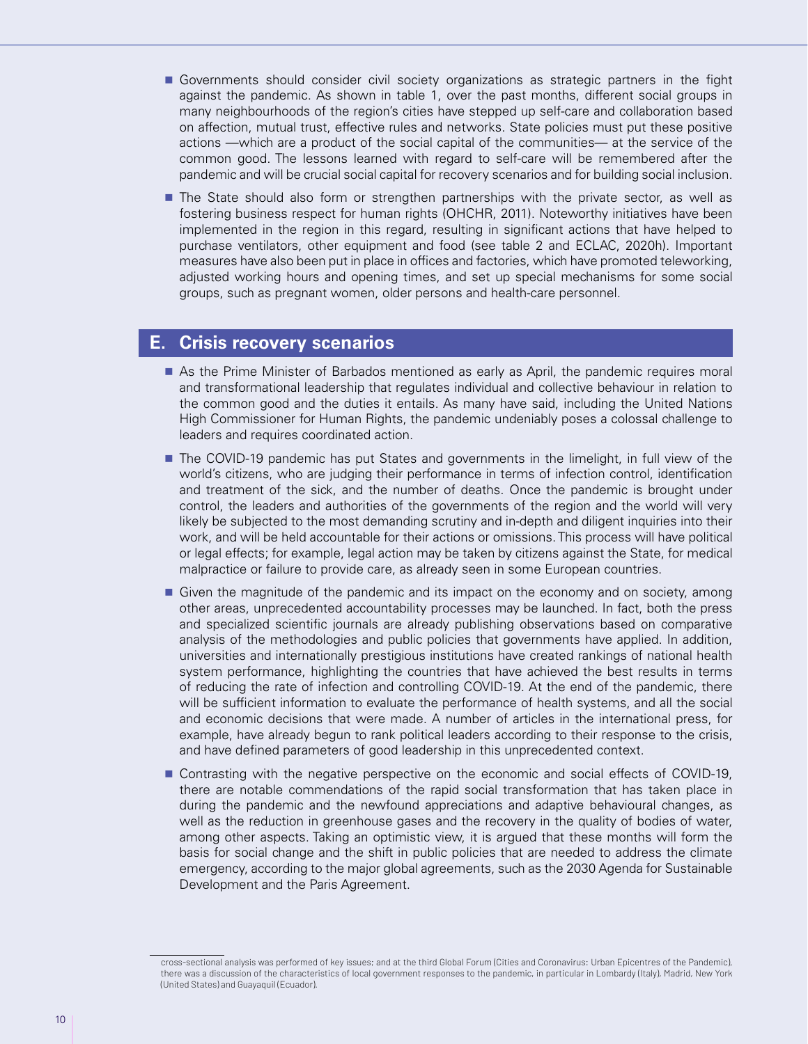- Governments should consider civil society organizations as strategic partners in the fight against the pandemic. As shown in table 1, over the past months, different social groups in many neighbourhoods of the region's cities have stepped up self-care and collaboration based on affection, mutual trust, effective rules and networks. State policies must put these positive actions —which are a product of the social capital of the communities— at the service of the common good. The lessons learned with regard to self-care will be remembered after the pandemic and will be crucial social capital for recovery scenarios and for building social inclusion.
- The State should also form or strengthen partnerships with the private sector, as well as fostering business respect for human rights (OHCHR, 2011). Noteworthy initiatives have been implemented in the region in this regard, resulting in significant actions that have helped to purchase ventilators, other equipment and food (see table 2 and ECLAC, 2020h). Important measures have also been put in place in offices and factories, which have promoted teleworking, adjusted working hours and opening times, and set up special mechanisms for some social groups, such as pregnant women, older persons and health-care personnel.

## E. Crisis recovery scenarios

- As the Prime Minister of Barbados mentioned as early as April, the pandemic requires moral and transformational leadership that regulates individual and collective behaviour in relation to the common good and the duties it entails. As many have said, including the United Nations High Commissioner for Human Rights, the pandemic undeniably poses a colossal challenge to leaders and requires coordinated action.
- The COVID-19 pandemic has put States and governments in the limelight, in full view of the world's citizens, who are judging their performance in terms of infection control, identification and treatment of the sick, and the number of deaths. Once the pandemic is brought under control, the leaders and authorities of the governments of the region and the world will very likely be subjected to the most demanding scrutiny and in-depth and diligent inquiries into their work, and will be held accountable for their actions or omissions. This process will have political or legal effects; for example, legal action may be taken by citizens against the State, for medical malpractice or failure to provide care, as already seen in some European countries.
- Given the magnitude of the pandemic and its impact on the economy and on society, among other areas, unprecedented accountability processes may be launched. In fact, both the press and specialized scientific journals are already publishing observations based on comparative analysis of the methodologies and public policies that governments have applied. In addition, universities and internationally prestigious institutions have created rankings of national health system performance, highlighting the countries that have achieved the best results in terms of reducing the rate of infection and controlling COVID-19. At the end of the pandemic, there will be sufficient information to evaluate the performance of health systems, and all the social and economic decisions that were made. A number of articles in the international press, for example, have already begun to rank political leaders according to their response to the crisis, and have defined parameters of good leadership in this unprecedented context.
- Contrasting with the negative perspective on the economic and social effects of COVID-19, there are notable commendations of the rapid social transformation that has taken place in during the pandemic and the newfound appreciations and adaptive behavioural changes, as well as the reduction in greenhouse gases and the recovery in the quality of bodies of water, among other aspects. Taking an optimistic view, it is argued that these months will form the basis for social change and the shift in public policies that are needed to address the climate emergency, according to the major global agreements, such as the 2030 Agenda for Sustainable Development and the Paris Agreement.

---

cross-sectional analysis was performed of key issues; and at the third Global Forum (Cities and Coronavirus: Urban Epicentres of the Pandemic), there was a discussion of the characteristics of local government responses to the pandemic, in particular in Lombardy (Italy), Madrid, New York (United States) and Guayaquil (Ecuador).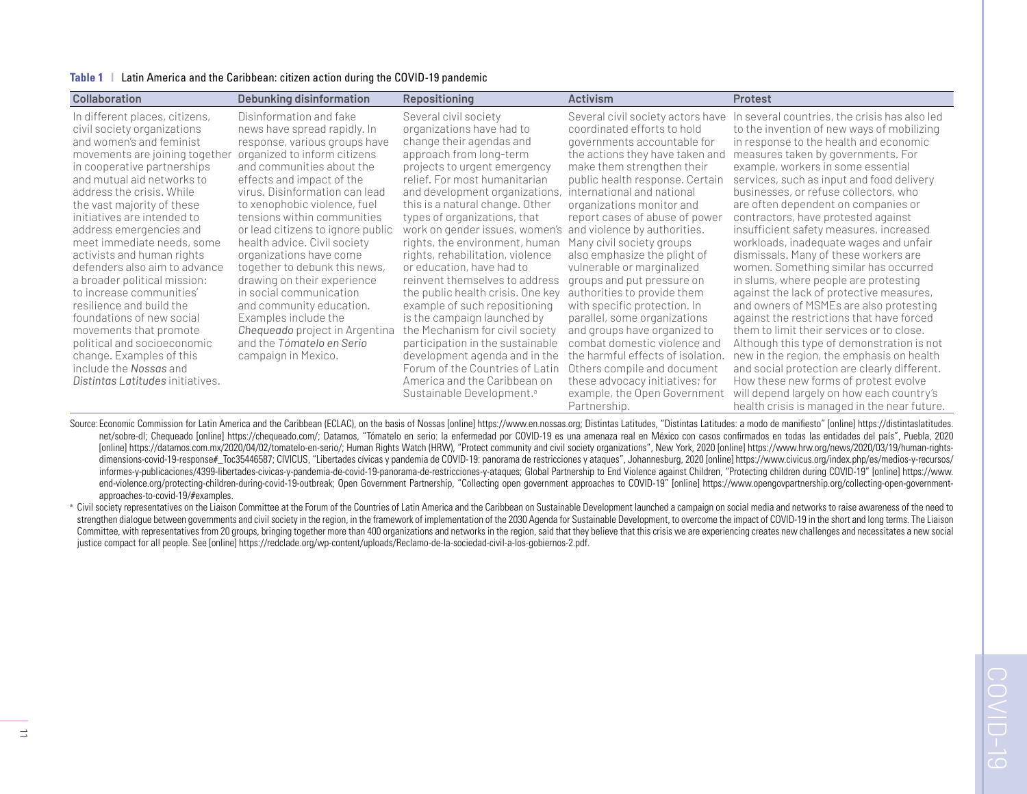**Table 1** | Latin America and the Caribbean: citizen action during the COVID-19 pandemic

| Collaboration | Debunking disinformation | Repositioning | Activism | Protest |
|---|---|---|---|---|
| In different places, citizens, civil society organizations and women's and feminist movements are joining together in cooperative partnerships and mutual aid networks to address the crisis. While the vast majority of these initiatives are intended to address emergencies and meet immediate needs, some activists and human rights defenders also aim to advance a broader political mission: to increase communities' resilience and build the foundations of new social movements that promote political and socioeconomic change. Examples of this include the *Nossas* and *Distintas Latitudes* initiatives. | Disinformation and fake news have spread rapidly. In response, various groups have organized to inform citizens and communities about the effects and impact of the virus. Disinformation can lead to xenophobic violence, fuel tensions within communities or lead citizens to ignore public health advice. Civil society organizations have come together to debunk this news, drawing on their experience in social communication and community education. Examples include the *Chequeado* project in Argentina and the *Tómatelo en Serio* campaign in Mexico. | Several civil society organizations have had to change their agendas and approach from long-term projects to urgent emergency relief. For most humanitarian and development organizations, this is a natural change. Other types of organizations, that work on gender issues, women's rights, the environment, human rights, rehabilitation, violence or education, have had to reinvent themselves to address the public health crisis. One key example of such repositioning is the campaign launched by the Mechanism for civil society participation in the sustainable development agenda and in the Forum of the Countries of Latin America and the Caribbean on Sustainable Development.[a] | Several civil society actors have coordinated efforts to hold governments accountable for the actions they have taken and make them strengthen their public health response. Certain international and national organizations monitor and report cases of abuse of power and violence by authorities. Many civil society groups also emphasize the plight of vulnerable or marginalized groups and put pressure on authorities to provide them with specific protection. In parallel, some organizations and groups have organized to combat domestic violence and the harmful effects of isolation. Others compile and document these advocacy initiatives; for example, the Open Government Partnership. | In several countries, the crisis has also led to the invention of new ways of mobilizing in response to the health and economic measures taken by governments. For example, workers in some essential services, such as input and food delivery businesses, or refuse collectors, who are often dependent on companies or contractors, have protested against insufficient safety measures, increased workloads, inadequate wages and unfair dismissals. Many of these workers are women. Something similar has occurred in slums, where people are protesting against the lack of protective measures, and owners of MSMEs are also protesting against the restrictions that have forced them to limit their services or to close. Although this type of demonstration is not new in the region, the emphasis on health and social protection are clearly different. How these new forms of protest evolve will depend largely on how each country's health crisis is managed in the near future. |

Source: Economic Commission for Latin America and the Caribbean (ECLAC), on the basis of Nossas [online] https://www.en.nossas.org; Distintas Latitudes, "Distintas Latitudes: a modo de manifiesto" [online] https://distintaslatitudes.net/sobre-dl; Chequeado [online] https://chequeado.com/; Datamos, "Tómatelo en serio: la enfermedad por COVID-19 es una amenaza real en México con casos confirmados en todas las entidades del país", Puebla, 2020 [online] https://datamos.com.mx/2020/04/02/tomatelo-en-serio/; Human Rights Watch (HRW), "Protect community and civil society organizations", New York, 2020 [online] https://www.hrw.org/news/2020/03/19/human-rights-dimensions-covid-19-response#_Toc35446587; CIVICUS, "Libertades cívicas y pandemia de COVID-19: panorama de restricciones y ataques", Johannesburg, 2020 [online] https://www.civicus.org/index.php/es/medios-y-recursos/informes-y-publicaciones/4399-libertades-civicas-y-pandemia-de-covid-19-panorama-de-restricciones-y-ataques; Global Partnership to End Violence against Children, "Protecting children during COVID-19" [online] https://www.end-violence.org/protecting-children-during-covid-19-outbreak; Open Government Partnership, "Collecting open government approaches to COVID-19" [online] https://www.opengovpartnership.org/collecting-open-government-approaches-to-covid-19/#examples.

[a] Civil society representatives on the Liaison Committee at the Forum of the Countries of Latin America and the Caribbean on Sustainable Development launched a campaign on social media and networks to raise awareness of the need to strengthen dialogue between governments and civil society in the region, in the framework of implementation of the 2030 Agenda for Sustainable Development, to overcome the impact of COVID-19 in the short and long terms. The Liaison Committee, with representatives from 20 groups, bringing together more than 400 organizations and networks in the region, said that they believe that this crisis we are experiencing creates new challenges and necessitates a new social justice compact for all people. See [online] https://redclade.org/wp-content/uploads/Reclamo-de-la-sociedad-civil-a-los-gobiernos-2.pdf.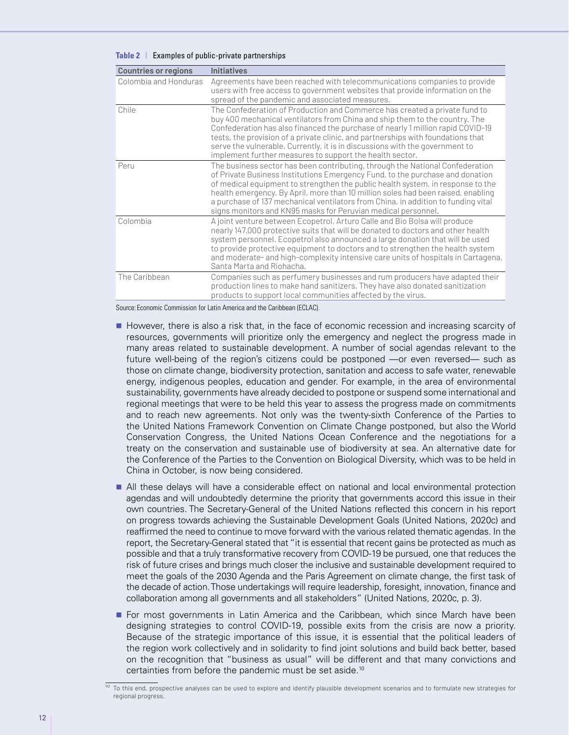**Table 2** | Examples of public-private partnerships

| Countries or regions | Initiatives |
|---|---|
| Colombia and Honduras | Agreements have been reached with telecommunications companies to provide users with free access to government websites that provide information on the spread of the pandemic and associated measures. |
| Chile | The Confederation of Production and Commerce has created a private fund to buy 400 mechanical ventilators from China and ship them to the country. The Confederation has also financed the purchase of nearly 1 million rapid COVID-19 tests, the provision of a private clinic, and partnerships with foundations that serve the vulnerable. Currently, it is in discussions with the government to implement further measures to support the health sector. |
| Peru | The business sector has been contributing, through the National Confederation of Private Business Institutions Emergency Fund, to the purchase and donation of medical equipment to strengthen the public health system, in response to the health emergency. By April, more than 10 million soles had been raised, enabling a purchase of 137 mechanical ventilators from China, in addition to funding vital signs monitors and KN95 masks for Peruvian medical personnel. |
| Colombia | A joint venture between Ecopetrol, Arturo Calle and Bio Bolsa will produce nearly 147,000 protective suits that will be donated to doctors and other health system personnel. Ecopetrol also announced a large donation that will be used to provide protective equipment to doctors and to strengthen the health system and moderate- and high-complexity intensive care units of hospitals in Cartagena, Santa Marta and Riohacha. |
| The Caribbean | Companies such as perfumery businesses and rum producers have adapted their production lines to make hand sanitizers. They have also donated sanitization products to support local communities affected by the virus. |

Source: Economic Commission for Latin America and the Caribbean (ECLAC).

- However, there is also a risk that, in the face of economic recession and increasing scarcity of resources, governments will prioritize only the emergency and neglect the progress made in many areas related to sustainable development. A number of social agendas relevant to the future well-being of the region's citizens could be postponed —or even reversed— such as those on climate change, biodiversity protection, sanitation and access to safe water, renewable energy, indigenous peoples, education and gender. For example, in the area of environmental sustainability, governments have already decided to postpone or suspend some international and regional meetings that were to be held this year to assess the progress made on commitments and to reach new agreements. Not only was the twenty-sixth Conference of the Parties to the United Nations Framework Convention on Climate Change postponed, but also the World Conservation Congress, the United Nations Ocean Conference and the negotiations for a treaty on the conservation and sustainable use of biodiversity at sea. An alternative date for the Conference of the Parties to the Convention on Biological Diversity, which was to be held in China in October, is now being considered.

- All these delays will have a considerable effect on national and local environmental protection agendas and will undoubtedly determine the priority that governments accord this issue in their own countries. The Secretary-General of the United Nations reflected this concern in his report on progress towards achieving the Sustainable Development Goals (United Nations, 2020c) and reaffirmed the need to continue to move forward with the various related thematic agendas. In the report, the Secretary-General stated that "it is essential that recent gains be protected as much as possible and that a truly transformative recovery from COVID-19 be pursued, one that reduces the risk of future crises and brings much closer the inclusive and sustainable development required to meet the goals of the 2030 Agenda and the Paris Agreement on climate change, the first task of the decade of action. Those undertakings will require leadership, foresight, innovation, finance and collaboration among all governments and all stakeholders" (United Nations, 2020c, p. 3).

- For most governments in Latin America and the Caribbean, which since March have been designing strategies to control COVID-19, possible exits from the crisis are now a priority. Because of the strategic importance of this issue, it is essential that the political leaders of the region work collectively and in solidarity to find joint solutions and build back better, based on the recognition that "business as usual" will be different and that many convictions and certainties from before the pandemic must be set aside.[10]

[10] To this end, prospective analyses can be used to explore and identify plausible development scenarios and to formulate new strategies for regional progress.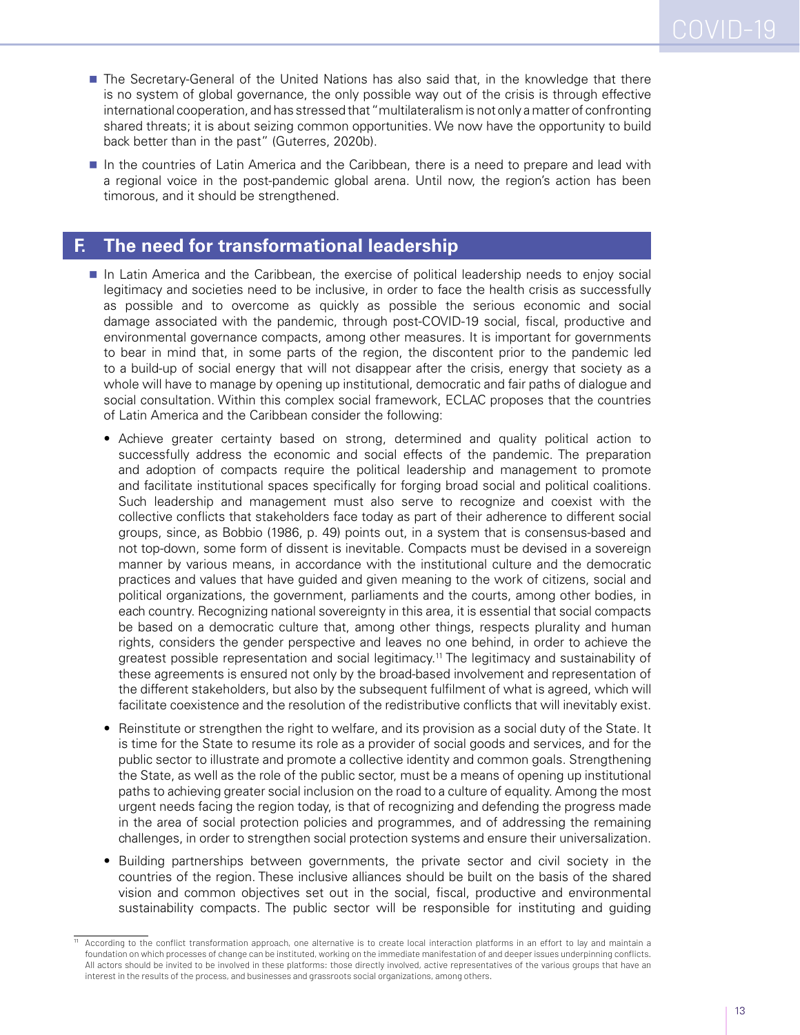- The Secretary-General of the United Nations has also said that, in the knowledge that there is no system of global governance, the only possible way out of the crisis is through effective international cooperation, and has stressed that "multilateralism is not only a matter of confronting shared threats; it is about seizing common opportunities. We now have the opportunity to build back better than in the past" (Guterres, 2020b).
- In the countries of Latin America and the Caribbean, there is a need to prepare and lead with a regional voice in the post-pandemic global arena. Until now, the region's action has been timorous, and it should be strengthened.

## F. The need for transformational leadership

- In Latin America and the Caribbean, the exercise of political leadership needs to enjoy social legitimacy and societies need to be inclusive, in order to face the health crisis as successfully as possible and to overcome as quickly as possible the serious economic and social damage associated with the pandemic, through post-COVID-19 social, fiscal, productive and environmental governance compacts, among other measures. It is important for governments to bear in mind that, in some parts of the region, the discontent prior to the pandemic led to a build-up of social energy that will not disappear after the crisis, energy that society as a whole will have to manage by opening up institutional, democratic and fair paths of dialogue and social consultation. Within this complex social framework, ECLAC proposes that the countries of Latin America and the Caribbean consider the following:
  - Achieve greater certainty based on strong, determined and quality political action to successfully address the economic and social effects of the pandemic. The preparation and adoption of compacts require the political leadership and management to promote and facilitate institutional spaces specifically for forging broad social and political coalitions. Such leadership and management must also serve to recognize and coexist with the collective conflicts that stakeholders face today as part of their adherence to different social groups, since, as Bobbio (1986, p. 49) points out, in a system that is consensus-based and not top-down, some form of dissent is inevitable. Compacts must be devised in a sovereign manner by various means, in accordance with the institutional culture and the democratic practices and values that have guided and given meaning to the work of citizens, social and political organizations, the government, parliaments and the courts, among other bodies, in each country. Recognizing national sovereignty in this area, it is essential that social compacts be based on a democratic culture that, among other things, respects plurality and human rights, considers the gender perspective and leaves no one behind, in order to achieve the greatest possible representation and social legitimacy.[11] The legitimacy and sustainability of these agreements is ensured not only by the broad-based involvement and representation of the different stakeholders, but also by the subsequent fulfilment of what is agreed, which will facilitate coexistence and the resolution of the redistributive conflicts that will inevitably exist.
  - Reinstitute or strengthen the right to welfare, and its provision as a social duty of the State. It is time for the State to resume its role as a provider of social goods and services, and for the public sector to illustrate and promote a collective identity and common goals. Strengthening the State, as well as the role of the public sector, must be a means of opening up institutional paths to achieving greater social inclusion on the road to a culture of equality. Among the most urgent needs facing the region today, is that of recognizing and defending the progress made in the area of social protection policies and programmes, and of addressing the remaining challenges, in order to strengthen social protection systems and ensure their universalization.
  - Building partnerships between governments, the private sector and civil society in the countries of the region. These inclusive alliances should be built on the basis of the shared vision and common objectives set out in the social, fiscal, productive and environmental sustainability compacts. The public sector will be responsible for instituting and guiding

---

[11] According to the conflict transformation approach, one alternative is to create local interaction platforms in an effort to lay and maintain a foundation on which processes of change can be instituted, working on the immediate manifestation of and deeper issues underpinning conflicts. All actors should be invited to be involved in these platforms: those directly involved, active representatives of the various groups that have an interest in the results of the process, and businesses and grassroots social organizations, among others.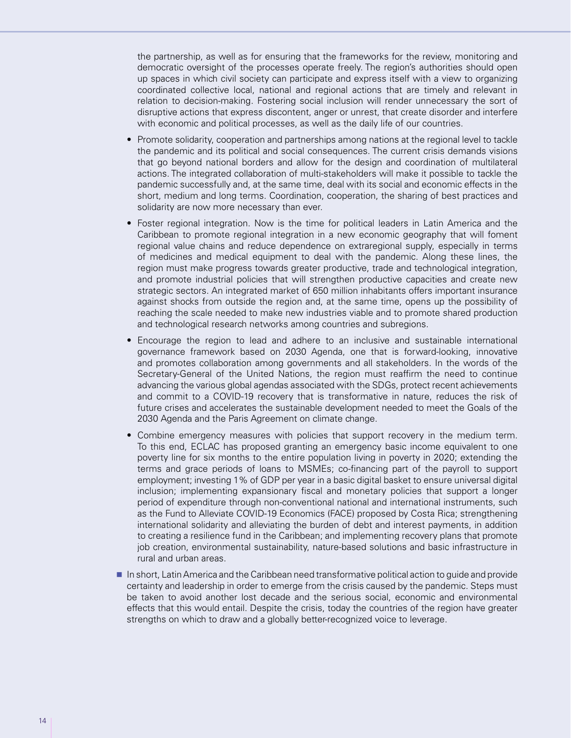the partnership, as well as for ensuring that the frameworks for the review, monitoring and democratic oversight of the processes operate freely. The region's authorities should open up spaces in which civil society can participate and express itself with a view to organizing coordinated collective local, national and regional actions that are timely and relevant in relation to decision-making. Fostering social inclusion will render unnecessary the sort of disruptive actions that express discontent, anger or unrest, that create disorder and interfere with economic and political processes, as well as the daily life of our countries.

- Promote solidarity, cooperation and partnerships among nations at the regional level to tackle the pandemic and its political and social consequences. The current crisis demands visions that go beyond national borders and allow for the design and coordination of multilateral actions. The integrated collaboration of multi-stakeholders will make it possible to tackle the pandemic successfully and, at the same time, deal with its social and economic effects in the short, medium and long terms. Coordination, cooperation, the sharing of best practices and solidarity are now more necessary than ever.
- Foster regional integration. Now is the time for political leaders in Latin America and the Caribbean to promote regional integration in a new economic geography that will foment regional value chains and reduce dependence on extraregional supply, especially in terms of medicines and medical equipment to deal with the pandemic. Along these lines, the region must make progress towards greater productive, trade and technological integration, and promote industrial policies that will strengthen productive capacities and create new strategic sectors. An integrated market of 650 million inhabitants offers important insurance against shocks from outside the region and, at the same time, opens up the possibility of reaching the scale needed to make new industries viable and to promote shared production and technological research networks among countries and subregions.
- Encourage the region to lead and adhere to an inclusive and sustainable international governance framework based on 2030 Agenda, one that is forward-looking, innovative and promotes collaboration among governments and all stakeholders. In the words of the Secretary-General of the United Nations, the region must reaffirm the need to continue advancing the various global agendas associated with the SDGs, protect recent achievements and commit to a COVID-19 recovery that is transformative in nature, reduces the risk of future crises and accelerates the sustainable development needed to meet the Goals of the 2030 Agenda and the Paris Agreement on climate change.
- Combine emergency measures with policies that support recovery in the medium term. To this end, ECLAC has proposed granting an emergency basic income equivalent to one poverty line for six months to the entire population living in poverty in 2020; extending the terms and grace periods of loans to MSMEs; co-financing part of the payroll to support employment; investing 1% of GDP per year in a basic digital basket to ensure universal digital inclusion; implementing expansionary fiscal and monetary policies that support a longer period of expenditure through non-conventional national and international instruments, such as the Fund to Alleviate COVID-19 Economics (FACE) proposed by Costa Rica; strengthening international solidarity and alleviating the burden of debt and interest payments, in addition to creating a resilience fund in the Caribbean; and implementing recovery plans that promote job creation, environmental sustainability, nature-based solutions and basic infrastructure in rural and urban areas.

- In short, Latin America and the Caribbean need transformative political action to guide and provide certainty and leadership in order to emerge from the crisis caused by the pandemic. Steps must be taken to avoid another lost decade and the serious social, economic and environmental effects that this would entail. Despite the crisis, today the countries of the region have greater strengths on which to draw and a globally better-recognized voice to leverage.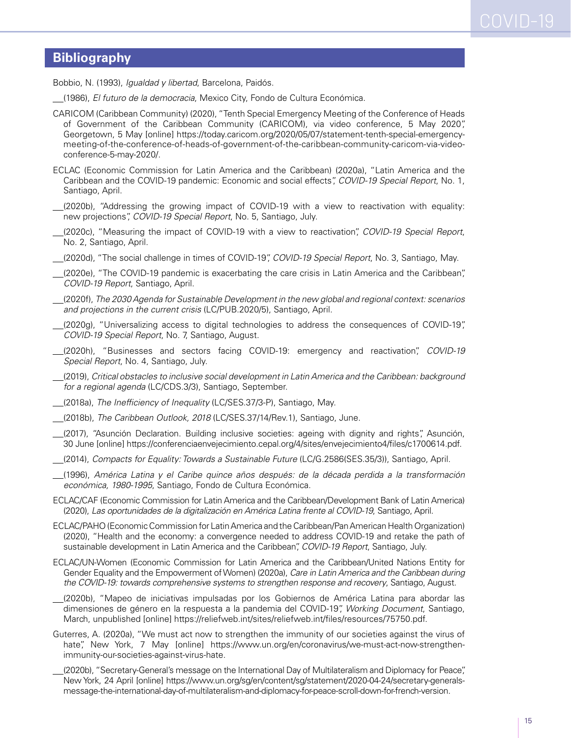## Bibliography

Bobbio, N. (1993), *Igualdad y libertad*, Barcelona, Paidós.

___(1986), *El futuro de la democracia*, Mexico City, Fondo de Cultura Económica.

CARICOM (Caribbean Community) (2020), "Tenth Special Emergency Meeting of the Conference of Heads of Government of the Caribbean Community (CARICOM), via video conference, 5 May 2020", Georgetown, 5 May [online] https://today.caricom.org/2020/05/07/statement-tenth-special-emergency-meeting-of-the-conference-of-heads-of-government-of-the-caribbean-community-caricom-via-video-conference-5-may-2020/.

ECLAC (Economic Commission for Latin America and the Caribbean) (2020a), "Latin America and the Caribbean and the COVID-19 pandemic: Economic and social effects", *COVID-19 Special Report*, No. 1, Santiago, April.

___(2020b), "Addressing the growing impact of COVID-19 with a view to reactivation with equality: new projections", *COVID-19 Special Report*, No. 5, Santiago, July.

___(2020c), "Measuring the impact of COVID-19 with a view to reactivation", *COVID-19 Special Report*, No. 2, Santiago, April.

___(2020d), "The social challenge in times of COVID-19", *COVID-19 Special Report*, No. 3, Santiago, May.

___(2020e), "The COVID-19 pandemic is exacerbating the care crisis in Latin America and the Caribbean", *COVID-19 Report*, Santiago, April.

___(2020f), *The 2030 Agenda for Sustainable Development in the new global and regional context: scenarios and projections in the current crisis* (LC/PUB.2020/5), Santiago, April.

___(2020g), "Universalizing access to digital technologies to address the consequences of COVID-19", *COVID-19 Special Report*, No. 7, Santiago, August.

___(2020h), "Businesses and sectors facing COVID-19: emergency and reactivation", *COVID-19 Special Report*, No. 4, Santiago, July.

___(2019), *Critical obstacles to inclusive social development in Latin America and the Caribbean: background for a regional agenda* (LC/CDS.3/3), Santiago, September.

___(2018a), *The Inefficiency of Inequality* (LC/SES.37/3-P), Santiago, May.

___(2018b), *The Caribbean Outlook, 2018* (LC/SES.37/14/Rev.1), Santiago, June.

___(2017), "Asunción Declaration. Building inclusive societies: ageing with dignity and rights", Asunción, 30 June [online] https://conferenciaenvejecimiento.cepal.org/4/sites/envejecimiento4/files/c1700614.pdf.

___(2014), *Compacts for Equality: Towards a Sustainable Future* (LC/G.2586(SES.35/3)), Santiago, April.

___(1996), *América Latina y el Caribe quince años después: de la década perdida a la transformación económica, 1980-1995*, Santiago, Fondo de Cultura Económica.

ECLAC/CAF (Economic Commission for Latin America and the Caribbean/Development Bank of Latin America) (2020), *Las oportunidades de la digitalización en América Latina frente al COVID-19*, Santiago, April.

ECLAC/PAHO (Economic Commission for Latin America and the Caribbean/Pan American Health Organization) (2020), "Health and the economy: a convergence needed to address COVID-19 and retake the path of sustainable development in Latin America and the Caribbean", *COVID-19 Report*, Santiago, July.

ECLAC/UN-Women (Economic Commission for Latin America and the Caribbean/United Nations Entity for Gender Equality and the Empowerment of Women) (2020a), *Care in Latin America and the Caribbean during the COVID-19: towards comprehensive systems to strengthen response and recovery*, Santiago, August.

___(2020b), "Mapeo de iniciativas impulsadas por los Gobiernos de América Latina para abordar las dimensiones de género en la respuesta a la pandemia del COVID-19", *Working Document*, Santiago, March, unpublished [online] https://reliefweb.int/sites/reliefweb.int/files/resources/75750.pdf.

Guterres, A. (2020a), "We must act now to strengthen the immunity of our societies against the virus of hate", New York, 7 May [online] https://www.un.org/en/coronavirus/we-must-act-now-strengthen-immunity-our-societies-against-virus-hate.

___(2020b), "Secretary-General's message on the International Day of Multilateralism and Diplomacy for Peace", New York, 24 April [online] https://www.un.org/sg/en/content/sg/statement/2020-04-24/secretary-generals-message-the-international-day-of-multilateralism-and-diplomacy-for-peace-scroll-down-for-french-version.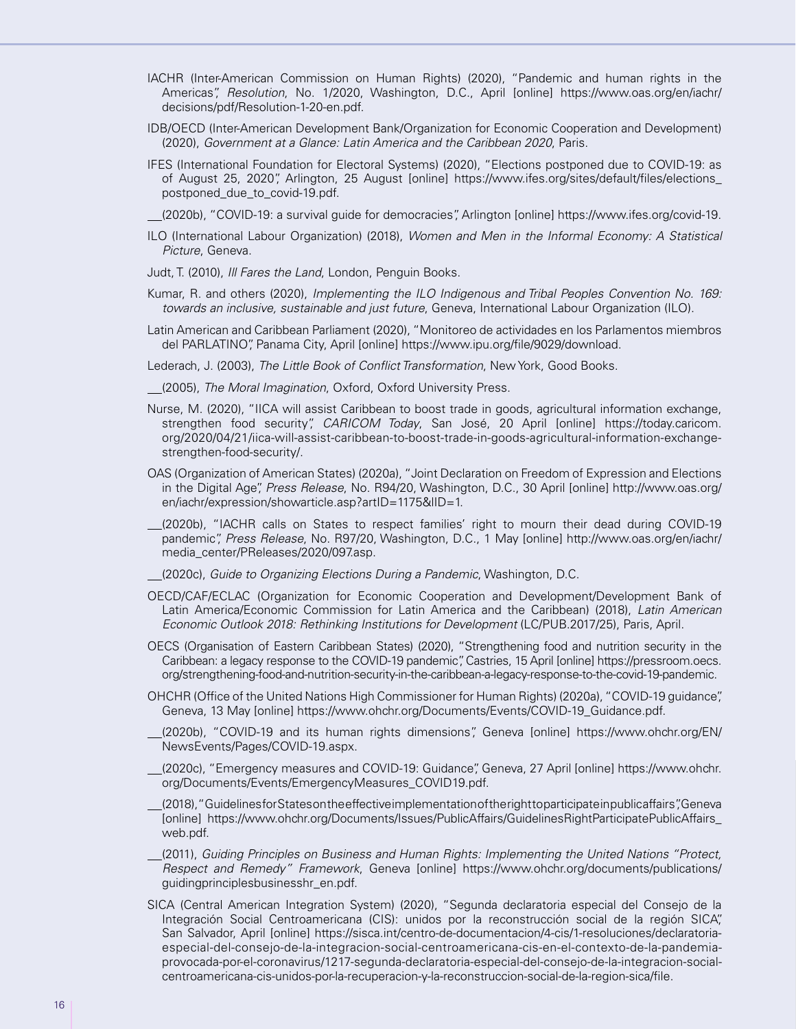IACHR (Inter-American Commission on Human Rights) (2020), "Pandemic and human rights in the Americas", *Resolution*, No. 1/2020, Washington, D.C., April [online] https://www.oas.org/en/iachr/decisions/pdf/Resolution-1-20-en.pdf.

IDB/OECD (Inter-American Development Bank/Organization for Economic Cooperation and Development) (2020), *Government at a Glance: Latin America and the Caribbean 2020*, Paris.

IFES (International Foundation for Electoral Systems) (2020), "Elections postponed due to COVID-19: as of August 25, 2020", Arlington, 25 August [online] https://www.ifes.org/sites/default/files/elections_postponed_due_to_covid-19.pdf.

__(2020b), "COVID-19: a survival guide for democracies", Arlington [online] https://www.ifes.org/covid-19.

ILO (International Labour Organization) (2018), *Women and Men in the Informal Economy: A Statistical Picture*, Geneva.

Judt, T. (2010), *Ill Fares the Land*, London, Penguin Books.

Kumar, R. and others (2020), *Implementing the ILO Indigenous and Tribal Peoples Convention No. 169: towards an inclusive, sustainable and just future*, Geneva, International Labour Organization (ILO).

Latin American and Caribbean Parliament (2020), "Monitoreo de actividades en los Parlamentos miembros del PARLATINO", Panama City, April [online] https://www.ipu.org/file/9029/download.

Lederach, J. (2003), *The Little Book of Conflict Transformation*, New York, Good Books.

__(2005), *The Moral Imagination*, Oxford, Oxford University Press.

Nurse, M. (2020), "IICA will assist Caribbean to boost trade in goods, agricultural information exchange, strengthen food security", *CARICOM Today*, San José, 20 April [online] https://today.caricom.org/2020/04/21/iica-will-assist-caribbean-to-boost-trade-in-goods-agricultural-information-exchange-strengthen-food-security/.

OAS (Organization of American States) (2020a), "Joint Declaration on Freedom of Expression and Elections in the Digital Age", *Press Release*, No. R94/20, Washington, D.C., 30 April [online] http://www.oas.org/en/iachr/expression/showarticle.asp?artID=1175&lID=1.

__(2020b), "IACHR calls on States to respect families' right to mourn their dead during COVID-19 pandemic", *Press Release*, No. R97/20, Washington, D.C., 1 May [online] http://www.oas.org/en/iachr/media_center/PReleases/2020/097.asp.

__(2020c), *Guide to Organizing Elections During a Pandemic*, Washington, D.C.

OECD/CAF/ECLAC (Organization for Economic Cooperation and Development/Development Bank of Latin America/Economic Commission for Latin America and the Caribbean) (2018), *Latin American Economic Outlook 2018: Rethinking Institutions for Development* (LC/PUB.2017/25), Paris, April.

OECS (Organisation of Eastern Caribbean States) (2020), "Strengthening food and nutrition security in the Caribbean: a legacy response to the COVID-19 pandemic", Castries, 15 April [online] https://pressroom.oecs.org/strengthening-food-and-nutrition-security-in-the-caribbean-a-legacy-response-to-the-covid-19-pandemic.

OHCHR (Office of the United Nations High Commissioner for Human Rights) (2020a), "COVID-19 guidance", Geneva, 13 May [online] https://www.ohchr.org/Documents/Events/COVID-19_Guidance.pdf.

__(2020b), "COVID-19 and its human rights dimensions", Geneva [online] https://www.ohchr.org/EN/NewsEvents/Pages/COVID-19.aspx.

__(2020c), "Emergency measures and COVID-19: Guidance", Geneva, 27 April [online] https://www.ohchr.org/Documents/Events/EmergencyMeasures_COVID19.pdf.

__(2018), "Guidelines for States on the effective implementation of the right to participate in public affairs", Geneva [online] https://www.ohchr.org/Documents/Issues/PublicAffairs/GuidelinesRightParticipatePublicAffairs_web.pdf.

__(2011), *Guiding Principles on Business and Human Rights: Implementing the United Nations "Protect, Respect and Remedy" Framework*, Geneva [online] https://www.ohchr.org/documents/publications/guidingprinciplesbusinesshr_en.pdf.

SICA (Central American Integration System) (2020), "Segunda declaratoria especial del Consejo de la Integración Social Centroamericana (CIS): unidos por la reconstrucción social de la región SICA", San Salvador, April [online] https://sisca.int/centro-de-documentacion/4-cis/1-resoluciones/declaratoria-especial-del-consejo-de-la-integracion-social-centroamericana-cis-en-el-contexto-de-la-pandemia-provocada-por-el-coronavirus/1217-segunda-declaratoria-especial-del-consejo-de-la-integracion-social-centroamericana-cis-unidos-por-la-recuperacion-y-la-reconstruccion-social-de-la-region-sica/file.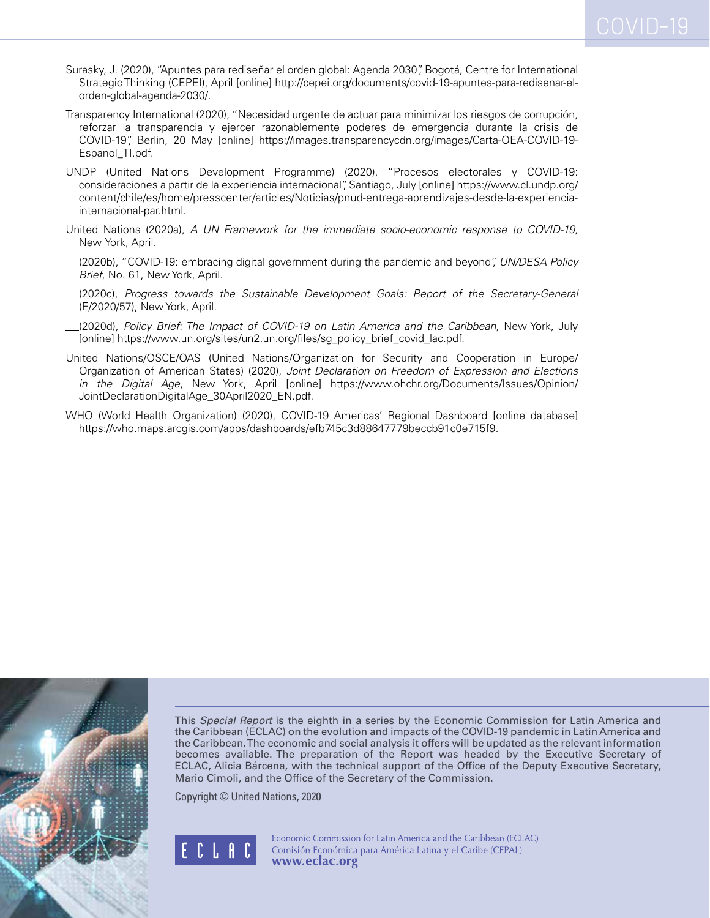Surasky, J. (2020), "Apuntes para rediseñar el orden global: Agenda 2030", Bogotá, Centre for International Strategic Thinking (CEPEI), April [online] http://cepei.org/documents/covid-19-apuntes-para-redisenar-el-orden-global-agenda-2030/.

Transparency International (2020), "Necesidad urgente de actuar para minimizar los riesgos de corrupción, reforzar la transparencia y ejercer razonablemente poderes de emergencia durante la crisis de COVID-19", Berlin, 20 May [online] https://images.transparencycdn.org/images/Carta-OEA-COVID-19-Espanol_TI.pdf.

UNDP (United Nations Development Programme) (2020), "Procesos electorales y COVID-19: consideraciones a partir de la experiencia internacional", Santiago, July [online] https://www.cl.undp.org/content/chile/es/home/presscenter/articles/Noticias/pnud-entrega-aprendizajes-desde-la-experiencia-internacional-par.html.

United Nations (2020a), *A UN Framework for the immediate socio-economic response to COVID-19*, New York, April.

___(2020b), "COVID-19: embracing digital government during the pandemic and beyond", *UN/DESA Policy Brief*, No. 61, New York, April.

___(2020c), *Progress towards the Sustainable Development Goals: Report of the Secretary-General* (E/2020/57), New York, April.

___(2020d), *Policy Brief: The Impact of COVID-19 on Latin America and the Caribbean*, New York, July [online] https://www.un.org/sites/un2.un.org/files/sg_policy_brief_covid_lac.pdf.

United Nations/OSCE/OAS (United Nations/Organization for Security and Cooperation in Europe/Organization of American States) (2020), *Joint Declaration on Freedom of Expression and Elections in the Digital Age*, New York, April [online] https://www.ohchr.org/Documents/Issues/Opinion/JointDeclarationDigitalAge_30April2020_EN.pdf.

WHO (World Health Organization) (2020), COVID-19 Americas' Regional Dashboard [online database] https://who.maps.arcgis.com/apps/dashboards/efb745c3d88647779beccb91c0e715f9.

This *Special Report* is the eighth in a series by the Economic Commission for Latin America and the Caribbean (ECLAC) on the evolution and impacts of the COVID-19 pandemic in Latin America and the Caribbean. The economic and social analysis it offers will be updated as the relevant information becomes available. The preparation of the Report was headed by the Executive Secretary of ECLAC, Alicia Bárcena, with the technical support of the Office of the Deputy Executive Secretary, Mario Cimoli, and the Office of the Secretary of the Commission.

Copyright © United Nations, 2020

ECLAC

Economic Commission for Latin America and the Caribbean (ECLAC)
Comisión Económica para América Latina y el Caribe (CEPAL)
**www.eclac.org**